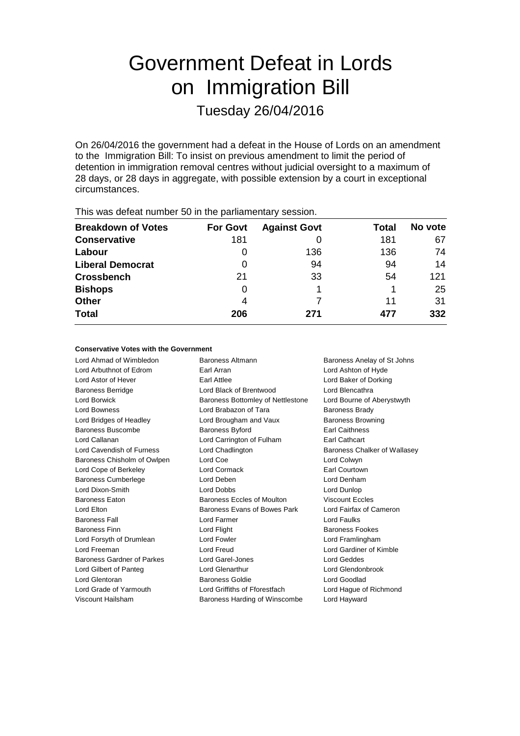# Government Defeat in Lords on Immigration Bill

## Tuesday 26/04/2016

On 26/04/2016 the government had a defeat in the House of Lords on an amendment to the Immigration Bill: To insist on previous amendment to limit the period of detention in immigration removal centres without judicial oversight to a maximum of 28 days, or 28 days in aggregate, with possible extension by a court in exceptional circumstances.

This was defeat number 50 in the parliamentary session.

| Breakdown of Votes | For Govt | Against Govt | Total | No vote |
|---|---|---|---|---|
| **Conservative** | 181 | 0 | 181 | 67 |
| **Labour** | 0 | 136 | 136 | 74 |
| **Liberal Democrat** | 0 | 94 | 94 | 14 |
| **Crossbench** | 21 | 33 | 54 | 121 |
| **Bishops** | 0 | 1 | 1 | 25 |
| **Other** | 4 | 7 | 11 | 31 |
| **Total** | **206** | **271** | **477** | **332** |

#### Conservative Votes with the Government

Lord Ahmad of Wimbledon
Baroness Altmann
Baroness Anelay of St Johns
Lord Arbuthnot of Edrom
Earl Arran
Lord Ashton of Hyde
Lord Astor of Hever
Earl Attlee
Lord Baker of Dorking
Baroness Berridge
Lord Black of Brentwood
Lord Blencathra
Lord Borwick
Baroness Bottomley of Nettlestone
Lord Bourne of Aberystwyth
Lord Bowness
Lord Brabazon of Tara
Baroness Brady
Lord Bridges of Headley
Lord Brougham and Vaux
Baroness Browning
Baroness Buscombe
Baroness Byford
Earl Caithness
Lord Callanan
Lord Carrington of Fulham
Earl Cathcart
Lord Cavendish of Furness
Lord Chadlington
Baroness Chalker of Wallasey
Baroness Chisholm of Owlpen
Lord Coe
Lord Colwyn
Lord Cope of Berkeley
Lord Cormack
Earl Courtown
Baroness Cumberlege
Lord Deben
Lord Denham
Lord Dixon-Smith
Lord Dobbs
Lord Dunlop
Baroness Eaton
Baroness Eccles of Moulton
Viscount Eccles
Lord Elton
Baroness Evans of Bowes Park
Lord Fairfax of Cameron
Baroness Fall
Lord Farmer
Lord Faulks
Baroness Finn
Lord Flight
Baroness Fookes
Lord Forsyth of Drumlean
Lord Fowler
Lord Framlingham
Lord Freeman
Lord Freud
Lord Gardiner of Kimble
Baroness Gardner of Parkes
Lord Garel-Jones
Lord Geddes
Lord Gilbert of Panteg
Lord Glenarthur
Lord Glendonbrook
Lord Glentoran
Baroness Goldie
Lord Goodlad
Lord Grade of Yarmouth
Lord Griffiths of Fforestfach
Lord Hague of Richmond
Viscount Hailsham
Baroness Harding of Winscombe
Lord Hayward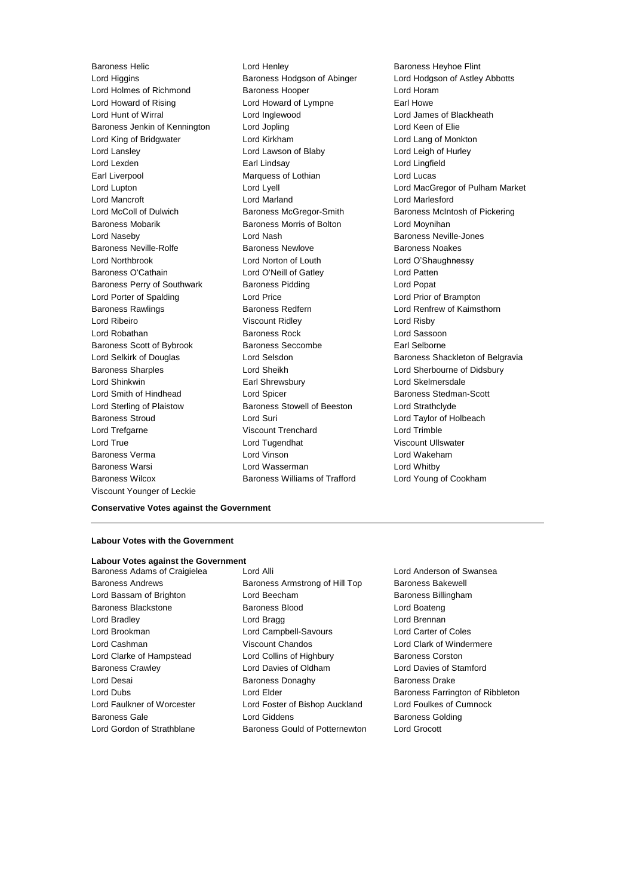Baroness Helic, Lord Henley, Baroness Heyhoe Flint, Lord Higgins, Baroness Hodgson of Abinger, Lord Hodgson of Astley Abbotts, Lord Holmes of Richmond, Baroness Hooper, Lord Horam, Lord Howard of Rising, Lord Howard of Lympne, Earl Howe, Lord Hunt of Wirral, Lord Inglewood, Lord James of Blackheath, Baroness Jenkin of Kennington, Lord Jopling, Lord Keen of Elie, Lord King of Bridgwater, Lord Kirkham, Lord Lang of Monkton, Lord Lansley, Lord Lawson of Blaby, Lord Leigh of Hurley, Lord Lexden, Earl Lindsay, Lord Lingfield, Earl Liverpool, Marquess of Lothian, Lord Lucas, Lord Lupton, Lord Lyell, Lord MacGregor of Pulham Market, Lord Mancroft, Lord Marland, Lord Marlesford, Lord McColl of Dulwich, Baroness McGregor-Smith, Baroness McIntosh of Pickering, Baroness Mobarik, Baroness Morris of Bolton, Lord Moynihan, Lord Naseby, Lord Nash, Baroness Neville-Jones, Baroness Neville-Rolfe, Baroness Newlove, Baroness Noakes, Lord Northbrook, Lord Norton of Louth, Lord O'Shaughnessy, Baroness O'Cathain, Lord O'Neill of Gatley, Lord Patten, Baroness Perry of Southwark, Baroness Pidding, Lord Popat, Lord Porter of Spalding, Lord Price, Lord Prior of Brampton, Baroness Rawlings, Baroness Redfern, Lord Renfrew of Kaimsthorn, Lord Ribeiro, Viscount Ridley, Lord Risby, Lord Robathan, Baroness Rock, Lord Sassoon, Baroness Scott of Bybrook, Baroness Seccombe, Earl Selborne, Lord Selkirk of Douglas, Lord Selsdon, Baroness Shackleton of Belgravia, Baroness Sharples, Lord Sheikh, Lord Sherbourne of Didsbury, Lord Shinkwin, Earl Shrewsbury, Lord Skelmersdale, Lord Smith of Hindhead, Lord Spicer, Baroness Stedman-Scott, Lord Sterling of Plaistow, Baroness Stowell of Beeston, Lord Strathclyde, Baroness Stroud, Lord Suri, Lord Taylor of Holbeach, Lord Trefgarne, Viscount Trenchard, Lord Trimble, Lord True, Lord Tugendhat, Viscount Ullswater, Baroness Verma, Lord Vinson, Lord Wakeham, Baroness Warsi, Lord Wasserman, Lord Whitby, Baroness Wilcox, Baroness Williams of Trafford, Lord Young of Cookham, Viscount Younger of Leckie

**Conservative Votes against the Government**

---

**Labour Votes with the Government**

**Labour Votes against the Government**

Baroness Adams of Craigielea, Lord Alli, Lord Anderson of Swansea, Baroness Andrews, Baroness Armstrong of Hill Top, Baroness Bakewell, Lord Bassam of Brighton, Lord Beecham, Baroness Billingham, Baroness Blackstone, Baroness Blood, Lord Boateng, Lord Bradley, Lord Bragg, Lord Brennan, Lord Brookman, Lord Campbell-Savours, Lord Carter of Coles, Lord Cashman, Viscount Chandos, Lord Clark of Windermere, Lord Clarke of Hampstead, Lord Collins of Highbury, Baroness Corston, Baroness Crawley, Lord Davies of Oldham, Lord Davies of Stamford, Lord Desai, Baroness Donaghy, Baroness Drake, Lord Dubs, Lord Elder, Baroness Farrington of Ribbleton, Lord Faulkner of Worcester, Lord Foster of Bishop Auckland, Lord Foulkes of Cumnock, Baroness Gale, Lord Giddens, Baroness Golding, Lord Gordon of Strathblane, Baroness Gould of Potternewton, Lord Grocott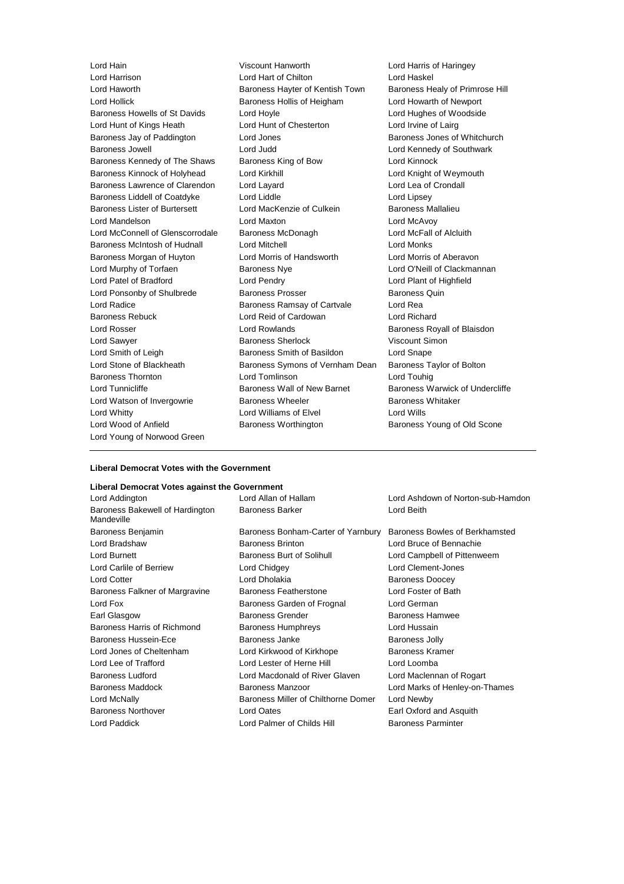Lord Hain
Viscount Hanworth
Lord Harris of Haringey
Lord Harrison
Lord Hart of Chilton
Lord Haskel
Lord Haworth
Baroness Hayter of Kentish Town
Baroness Healy of Primrose Hill
Lord Hollick
Baroness Hollis of Heigham
Lord Howarth of Newport
Baroness Howells of St Davids
Lord Hoyle
Lord Hughes of Woodside
Lord Hunt of Kings Heath
Lord Hunt of Chesterton
Lord Irvine of Lairg
Baroness Jay of Paddington
Lord Jones
Baroness Jones of Whitchurch
Baroness Jowell
Lord Judd
Lord Kennedy of Southwark
Baroness Kennedy of The Shaws
Baroness King of Bow
Lord Kinnock
Baroness Kinnock of Holyhead
Lord Kirkhill
Lord Knight of Weymouth
Baroness Lawrence of Clarendon
Lord Layard
Lord Lea of Crondall
Baroness Liddell of Coatdyke
Lord Liddle
Lord Lipsey
Baroness Lister of Burtersett
Lord MacKenzie of Culkein
Baroness Mallalieu
Lord Mandelson
Lord Maxton
Lord McAvoy
Lord McConnell of Glenscorrodale
Baroness McDonagh
Lord McFall of Alcluith
Baroness McIntosh of Hudnall
Lord Mitchell
Lord Monks
Baroness Morgan of Huyton
Lord Morris of Handsworth
Lord Morris of Aberavon
Lord Murphy of Torfaen
Baroness Nye
Lord O'Neill of Clackmannan
Lord Patel of Bradford
Lord Pendry
Lord Plant of Highfield
Lord Ponsonby of Shulbrede
Baroness Prosser
Baroness Quin
Lord Radice
Baroness Ramsay of Cartvale
Lord Rea
Baroness Rebuck
Lord Reid of Cardowan
Lord Richard
Lord Rosser
Lord Rowlands
Baroness Royall of Blaisdon
Lord Sawyer
Baroness Sherlock
Viscount Simon
Lord Smith of Leigh
Baroness Smith of Basildon
Lord Snape
Lord Stone of Blackheath
Baroness Symons of Vernham Dean
Baroness Taylor of Bolton
Baroness Thornton
Lord Tomlinson
Lord Touhig
Lord Tunnicliffe
Baroness Wall of New Barnet
Baroness Warwick of Undercliffe
Lord Watson of Invergowrie
Baroness Wheeler
Baroness Whitaker
Lord Whitty
Lord Williams of Elvel
Lord Wills
Lord Wood of Anfield
Baroness Worthington
Baroness Young of Old Scone
Lord Young of Norwood Green

---

**Liberal Democrat Votes with the Government**

**Liberal Democrat Votes against the Government**

Lord Addington
Lord Allan of Hallam
Lord Ashdown of Norton-sub-Hamdon
Baroness Bakewell of Hardington Mandeville
Baroness Barker
Lord Beith
Baroness Benjamin
Baroness Bonham-Carter of Yarnbury
Baroness Bowles of Berkhamsted
Lord Bradshaw
Baroness Brinton
Lord Bruce of Bennachie
Lord Burnett
Baroness Burt of Solihull
Lord Campbell of Pittenweem
Lord Carlile of Berriew
Lord Chidgey
Lord Clement-Jones
Lord Cotter
Lord Dholakia
Baroness Doocey
Baroness Falkner of Margravine
Baroness Featherstone
Lord Foster of Bath
Lord Fox
Baroness Garden of Frognal
Lord German
Earl Glasgow
Baroness Grender
Baroness Hamwee
Baroness Harris of Richmond
Baroness Humphreys
Lord Hussain
Baroness Hussein-Ece
Baroness Janke
Baroness Jolly
Lord Jones of Cheltenham
Lord Kirkwood of Kirkhope
Baroness Kramer
Lord Lee of Trafford
Lord Lester of Herne Hill
Lord Loomba
Baroness Ludford
Lord Macdonald of River Glaven
Lord Maclennan of Rogart
Baroness Maddock
Baroness Manzoor
Lord Marks of Henley-on-Thames
Lord McNally
Baroness Miller of Chilthorne Domer
Lord Newby
Baroness Northover
Lord Oates
Earl Oxford and Asquith
Lord Paddick
Lord Palmer of Childs Hill
Baroness Parminter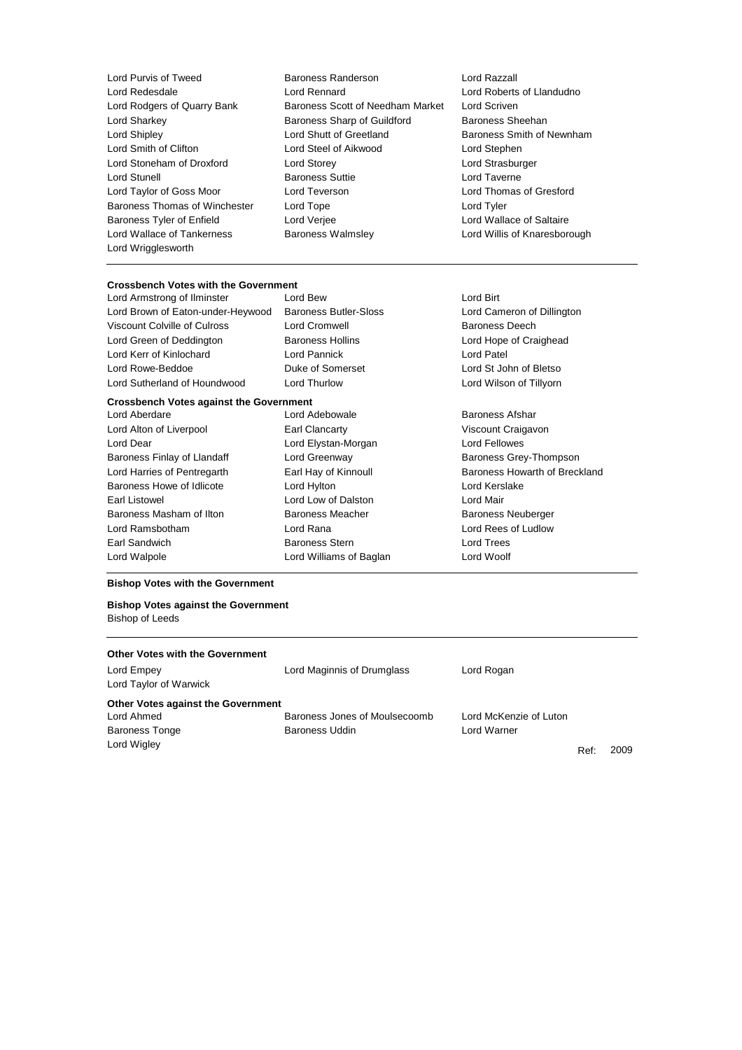Lord Purvis of Tweed
Baroness Randerson
Lord Razzall
Lord Redesdale
Lord Rennard
Lord Roberts of Llandudno
Lord Rodgers of Quarry Bank
Baroness Scott of Needham Market
Lord Scriven
Lord Sharkey
Baroness Sharp of Guildford
Baroness Sheehan
Lord Shipley
Lord Shutt of Greetland
Baroness Smith of Newnham
Lord Smith of Clifton
Lord Steel of Aikwood
Lord Stephen
Lord Stoneham of Droxford
Lord Storey
Lord Strasburger
Lord Stunell
Baroness Suttie
Lord Taverne
Lord Taylor of Goss Moor
Lord Teverson
Lord Thomas of Gresford
Baroness Thomas of Winchester
Lord Tope
Lord Tyler
Baroness Tyler of Enfield
Lord Verjee
Lord Wallace of Saltaire
Lord Wallace of Tankerness
Baroness Walmsley
Lord Willis of Knaresborough
Lord Wrigglesworth

**Crossbench Votes with the Government**

Lord Armstrong of Ilminster
Lord Bew
Lord Birt
Lord Brown of Eaton-under-Heywood
Baroness Butler-Sloss
Lord Cameron of Dillington
Viscount Colville of Culross
Lord Cromwell
Baroness Deech
Lord Green of Deddington
Baroness Hollins
Lord Hope of Craighead
Lord Kerr of Kinlochard
Lord Pannick
Lord Patel
Lord Rowe-Beddoe
Duke of Somerset
Lord St John of Bletso
Lord Sutherland of Houndwood
Lord Thurlow
Lord Wilson of Tillyorn

**Crossbench Votes against the Government**

Lord Aberdare
Lord Adebowale
Baroness Afshar
Lord Alton of Liverpool
Earl Clancarty
Viscount Craigavon
Lord Dear
Lord Elystan-Morgan
Lord Fellowes
Baroness Finlay of Llandaff
Lord Greenway
Baroness Grey-Thompson
Lord Harries of Pentregarth
Earl Hay of Kinnoull
Baroness Howarth of Breckland
Baroness Howe of Idlicote
Lord Hylton
Lord Kerslake
Earl Listowel
Lord Low of Dalston
Lord Mair
Baroness Masham of Ilton
Baroness Meacher
Baroness Neuberger
Lord Ramsbotham
Lord Rana
Lord Rees of Ludlow
Earl Sandwich
Baroness Stern
Lord Trees
Lord Walpole
Lord Williams of Baglan
Lord Woolf

**Bishop Votes with the Government**

**Bishop Votes against the Government**

Bishop of Leeds

**Other Votes with the Government**

Lord Empey
Lord Maginnis of Drumglass
Lord Rogan
Lord Taylor of Warwick

**Other Votes against the Government**

Lord Ahmed
Baroness Jones of Moulsecoomb
Lord McKenzie of Luton
Baroness Tonge
Baroness Uddin
Lord Warner
Lord Wigley

Ref: 2009